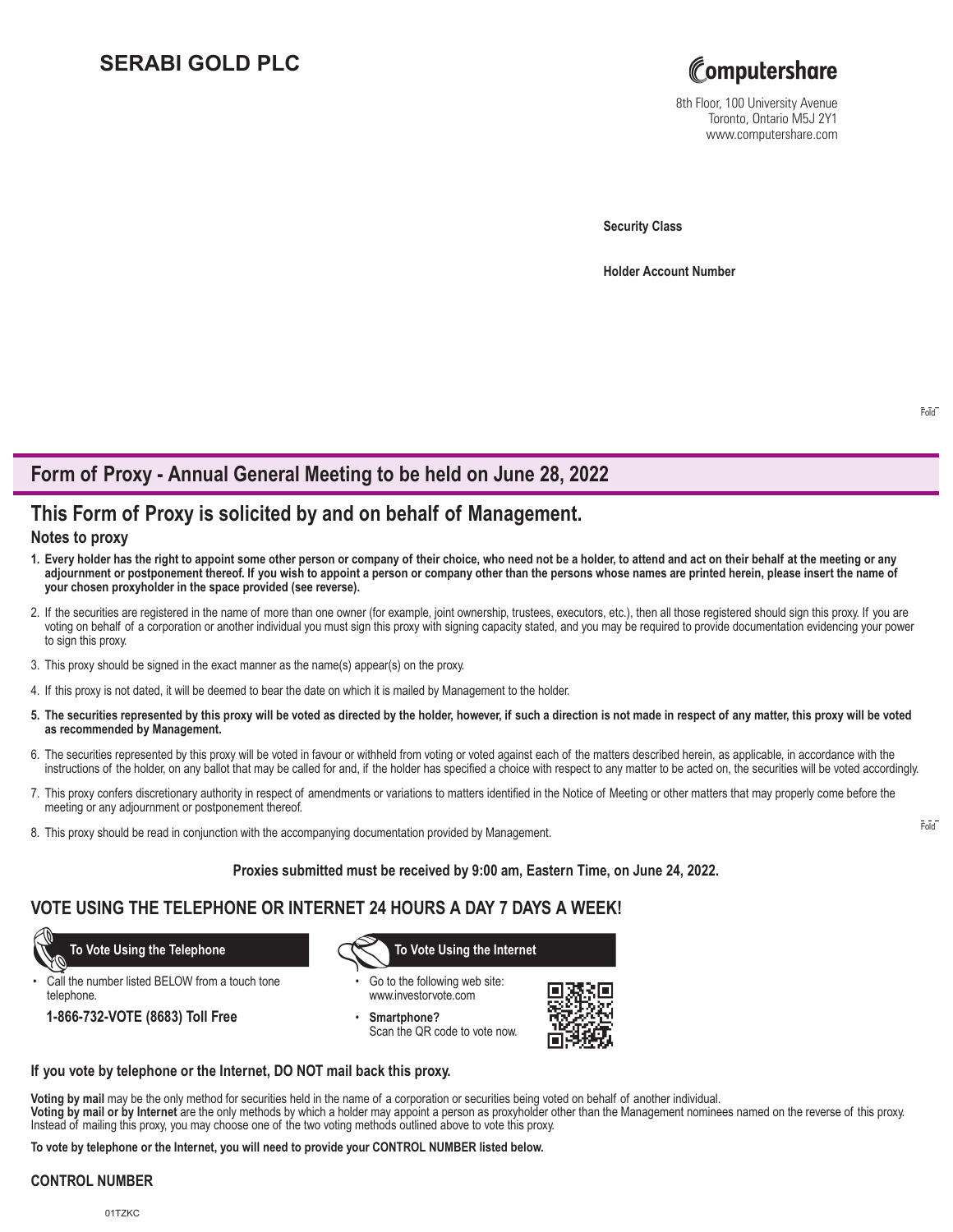# SERABI GOLD PLC

Computershare
8th Floor, 100 University Avenue
Toronto, Ontario M5J 2Y1
www.computershare.com

**Security Class**

**Holder Account Number**

## Form of Proxy - Annual General Meeting to be held on June 28, 2022

## This Form of Proxy is solicited by and on behalf of Management.

### Notes to proxy

1. **Every holder has the right to appoint some other person or company of their choice, who need not be a holder, to attend and act on their behalf at the meeting or any adjournment or postponement thereof. If you wish to appoint a person or company other than the persons whose names are printed herein, please insert the name of your chosen proxyholder in the space provided (see reverse).**
2. If the securities are registered in the name of more than one owner (for example, joint ownership, trustees, executors, etc.), then all those registered should sign this proxy. If you are voting on behalf of a corporation or another individual you must sign this proxy with signing capacity stated, and you may be required to provide documentation evidencing your power to sign this proxy.
3. This proxy should be signed in the exact manner as the name(s) appear(s) on the proxy.
4. If this proxy is not dated, it will be deemed to bear the date on which it is mailed by Management to the holder.
5. **The securities represented by this proxy will be voted as directed by the holder, however, if such a direction is not made in respect of any matter, this proxy will be voted as recommended by Management.**
6. The securities represented by this proxy will be voted in favour or withheld from voting or voted against each of the matters described herein, as applicable, in accordance with the instructions of the holder, on any ballot that may be called for and, if the holder has specified a choice with respect to any matter to be acted on, the securities will be voted accordingly.
7. This proxy confers discretionary authority in respect of amendments or variations to matters identified in the Notice of Meeting or other matters that may properly come before the meeting or any adjournment or postponement thereof.
8. This proxy should be read in conjunction with the accompanying documentation provided by Management.

**Proxies submitted must be received by 9:00 am, Eastern Time, on June 24, 2022.**

## VOTE USING THE TELEPHONE OR INTERNET 24 HOURS A DAY 7 DAYS A WEEK!

**To Vote Using the Telephone**

- Call the number listed BELOW from a touch tone telephone.

**1-866-732-VOTE (8683) Toll Free**

**To Vote Using the Internet**

- Go to the following web site: www.investorvote.com
- **Smartphone?** Scan the QR code to vote now.

**If you vote by telephone or the Internet, DO NOT mail back this proxy.**

**Voting by mail** may be the only method for securities held in the name of a corporation or securities being voted on behalf of another individual.
**Voting by mail or by Internet** are the only methods by which a holder may appoint a person as proxyholder other than the Management nominees named on the reverse of this proxy. Instead of mailing this proxy, you may choose one of the two voting methods outlined above to vote this proxy.

**To vote by telephone or the Internet, you will need to provide your CONTROL NUMBER listed below.**

**CONTROL NUMBER**

01TZKC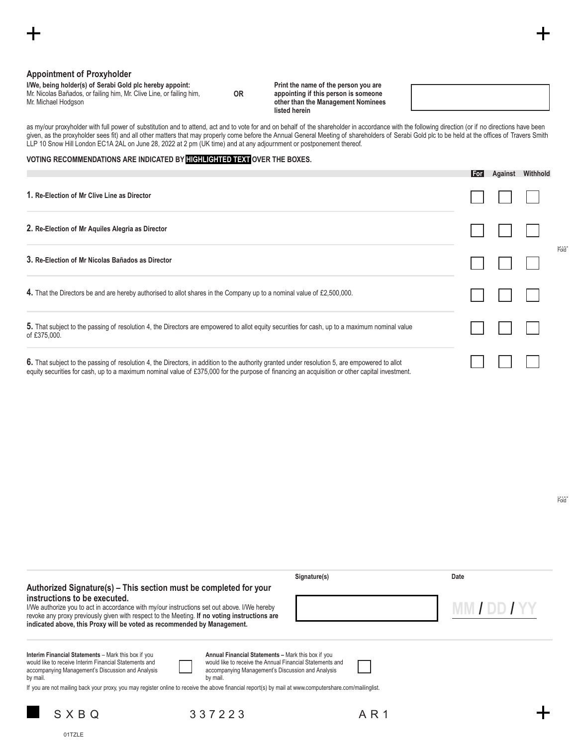## Appointment of Proxyholder

**I/We, being holder(s) of Serabi Gold plc hereby appoint:**
Mr. Nicolas Bañados, or failing him, Mr. Clive Line, or failing him, Mr. Michael Hodgson

**OR**

**Print the name of the person you are appointing if this person is someone other than the Management Nominees listed herein**

as my/our proxyholder with full power of substitution and to attend, act and to vote for and on behalf of the shareholder in accordance with the following direction (or if no directions have been given, as the proxyholder sees fit) and all other matters that may properly come before the Annual General Meeting of shareholders of Serabi Gold plc to be held at the offices of Travers Smith LLP 10 Snow Hill London EC1A 2AL on June 28, 2022 at 2 pm (UK time) and at any adjournment or postponement thereof.

**VOTING RECOMMENDATIONS ARE INDICATED BY HIGHLIGHTED TEXT OVER THE BOXES.**

| | For | Against | Withhold |
|---|---|---|---|
| **1. Re-Election of Mr Clive Line as Director** | ☐ | ☐ | ☐ |
| **2. Re-Election of Mr Aquiles Alegria as Director** | ☐ | ☐ | ☐ |
| **3. Re-Election of Mr Nicolas Bañados as Director** | ☐ | ☐ | ☐ |
| **4.** That the Directors be and are hereby authorised to allot shares in the Company up to a nominal value of £2,500,000. | ☐ | ☐ | ☐ |
| **5.** That subject to the passing of resolution 4, the Directors are empowered to allot equity securities for cash, up to a maximum nominal value of £375,000. | ☐ | ☐ | ☐ |
| **6.** That subject to the passing of resolution 4, the Directors, in addition to the authority granted under resolution 5, are empowered to allot equity securities for cash, up to a maximum nominal value of £375,000 for the purpose of financing an acquisition or other capital investment. | ☐ | ☐ | ☐ |

Fold

Fold

### Authorized Signature(s) – This section must be completed for your instructions to be executed.

I/We authorize you to act in accordance with my/our instructions set out above. I/We hereby revoke any proxy previously given with respect to the Meeting. **If no voting instructions are indicated above, this Proxy will be voted as recommended by Management.**

Signature(s)

Date

MM / DD / YY

**Interim Financial Statements** – Mark this box if you would like to receive Interim Financial Statements and accompanying Management's Discussion and Analysis by mail. ☐

**Annual Financial Statements** – Mark this box if you would like to receive the Annual Financial Statements and accompanying Management's Discussion and Analysis by mail. ☐

If you are not mailing back your proxy, you may register online to receive the above financial report(s) by mail at www.computershare.com/mailinglist.

S X B Q     3 3 7 2 2 3     A R 1

01TZLE